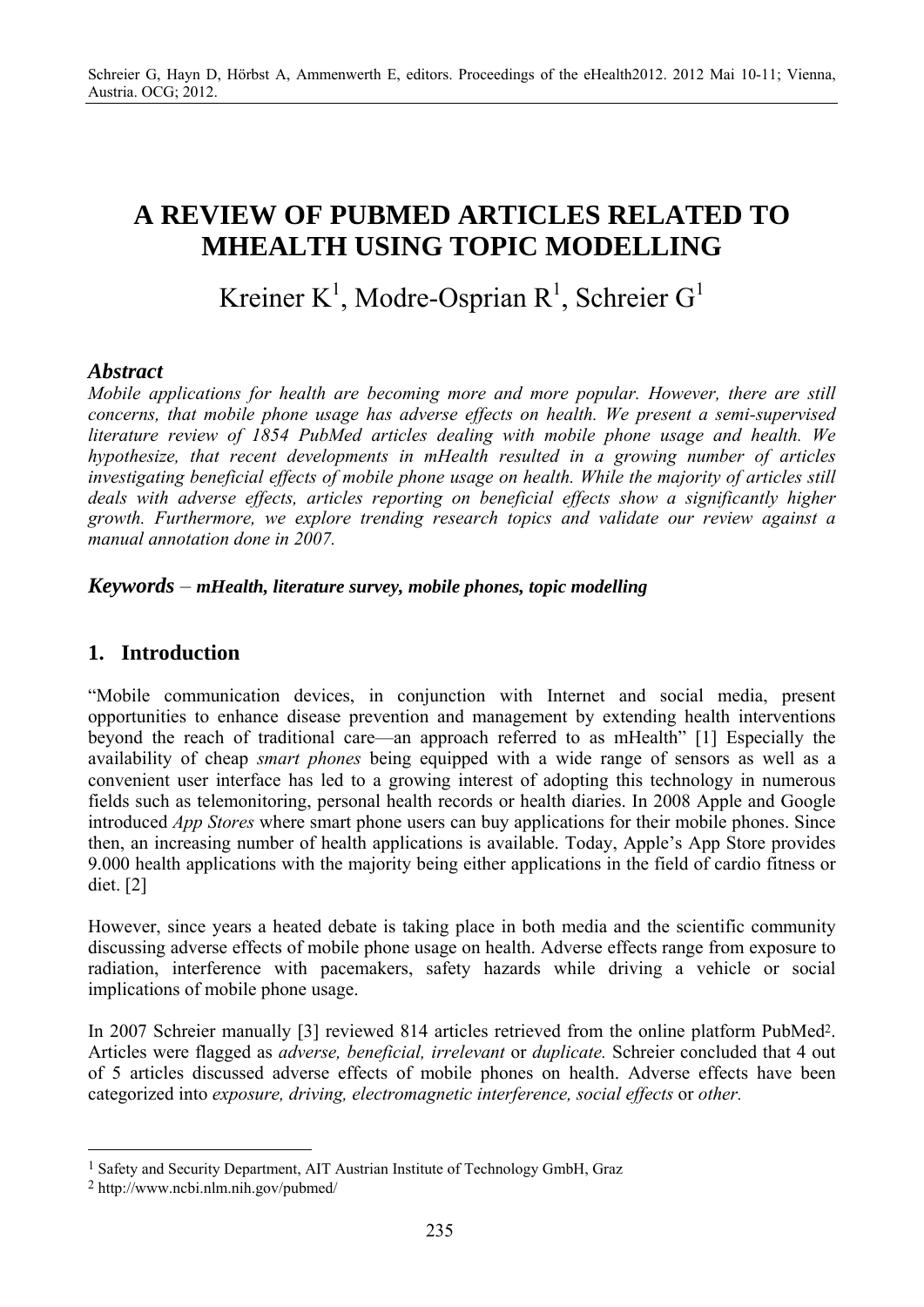# A REVIEW OF PUBMED ARTICLES RELATED TO MHEALTH USING TOPIC MODELLING

Kreiner K[1], Modre-Osprian R[1], Schreier G[1]

### *Abstract*

*Mobile applications for health are becoming more and more popular. However, there are still concerns, that mobile phone usage has adverse effects on health. We present a semi-supervised literature review of 1854 PubMed articles dealing with mobile phone usage and health. We hypothesize, that recent developments in mHealth resulted in a growing number of articles investigating beneficial effects of mobile phone usage on health. While the majority of articles still deals with adverse effects, articles reporting on beneficial effects show a significantly higher growth. Furthermore, we explore trending research topics and validate our review against a manual annotation done in 2007.*

***Keywords*** – ***mHealth, literature survey, mobile phones, topic modelling***

## 1. Introduction

"Mobile communication devices, in conjunction with Internet and social media, present opportunities to enhance disease prevention and management by extending health interventions beyond the reach of traditional care—an approach referred to as mHealth" [1] Especially the availability of cheap *smart phones* being equipped with a wide range of sensors as well as a convenient user interface has led to a growing interest of adopting this technology in numerous fields such as telemonitoring, personal health records or health diaries. In 2008 Apple and Google introduced *App Stores* where smart phone users can buy applications for their mobile phones. Since then, an increasing number of health applications is available. Today, Apple's App Store provides 9.000 health applications with the majority being either applications in the field of cardio fitness or diet. [2]

However, since years a heated debate is taking place in both media and the scientific community discussing adverse effects of mobile phone usage on health. Adverse effects range from exposure to radiation, interference with pacemakers, safety hazards while driving a vehicle or social implications of mobile phone usage.

In 2007 Schreier manually [3] reviewed 814 articles retrieved from the online platform PubMed[2]. Articles were flagged as *adverse, beneficial, irrelevant* or *duplicate.* Schreier concluded that 4 out of 5 articles discussed adverse effects of mobile phones on health. Adverse effects have been categorized into *exposure, driving, electromagnetic interference, social effects* or *other.*

---

[1] Safety and Security Department, AIT Austrian Institute of Technology GmbH, Graz

[2] http://www.ncbi.nlm.nih.gov/pubmed/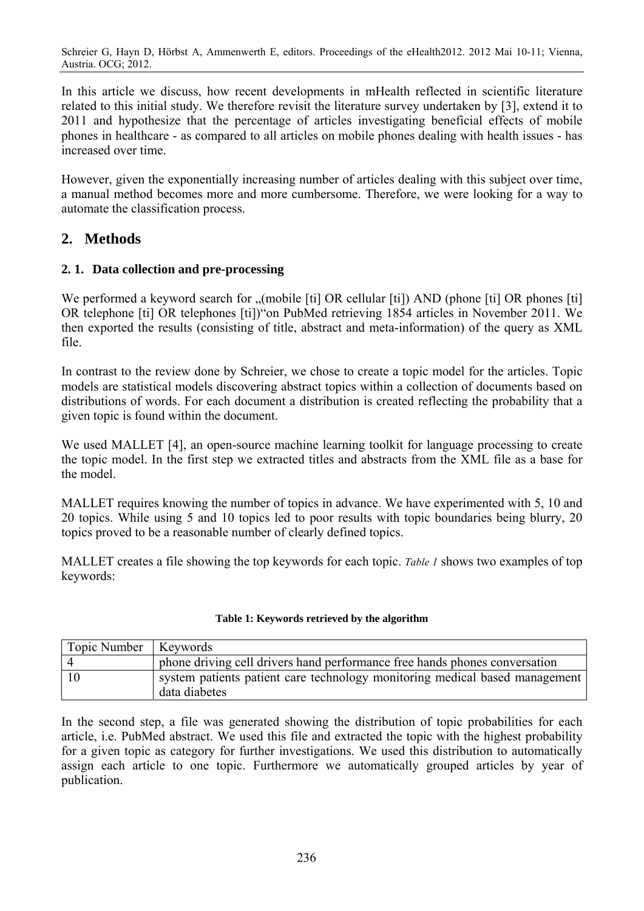In this article we discuss, how recent developments in mHealth reflected in scientific literature related to this initial study. We therefore revisit the literature survey undertaken by [3], extend it to 2011 and hypothesize that the percentage of articles investigating beneficial effects of mobile phones in healthcare - as compared to all articles on mobile phones dealing with health issues - has increased over time.

However, given the exponentially increasing number of articles dealing with this subject over time, a manual method becomes more and more cumbersome. Therefore, we were looking for a way to automate the classification process.

## 2. Methods

### 2. 1. Data collection and pre-processing

We performed a keyword search for „(mobile [ti] OR cellular [ti]) AND (phone [ti] OR phones [ti] OR telephone [ti] OR telephones [ti])"on PubMed retrieving 1854 articles in November 2011. We then exported the results (consisting of title, abstract and meta-information) of the query as XML file.

In contrast to the review done by Schreier, we chose to create a topic model for the articles. Topic models are statistical models discovering abstract topics within a collection of documents based on distributions of words. For each document a distribution is created reflecting the probability that a given topic is found within the document.

We used MALLET [4], an open-source machine learning toolkit for language processing to create the topic model. In the first step we extracted titles and abstracts from the XML file as a base for the model.

MALLET requires knowing the number of topics in advance. We have experimented with 5, 10 and 20 topics. While using 5 and 10 topics led to poor results with topic boundaries being blurry, 20 topics proved to be a reasonable number of clearly defined topics.

MALLET creates a file showing the top keywords for each topic. *Table 1* shows two examples of top keywords:

**Table 1: Keywords retrieved by the algorithm**

| Topic Number | Keywords |
|---|---|
| 4 | phone driving cell drivers hand performance free hands phones conversation |
| 10 | system patients patient care technology monitoring medical based management data diabetes |

In the second step, a file was generated showing the distribution of topic probabilities for each article, i.e. PubMed abstract. We used this file and extracted the topic with the highest probability for a given topic as category for further investigations. We used this distribution to automatically assign each article to one topic. Furthermore we automatically grouped articles by year of publication.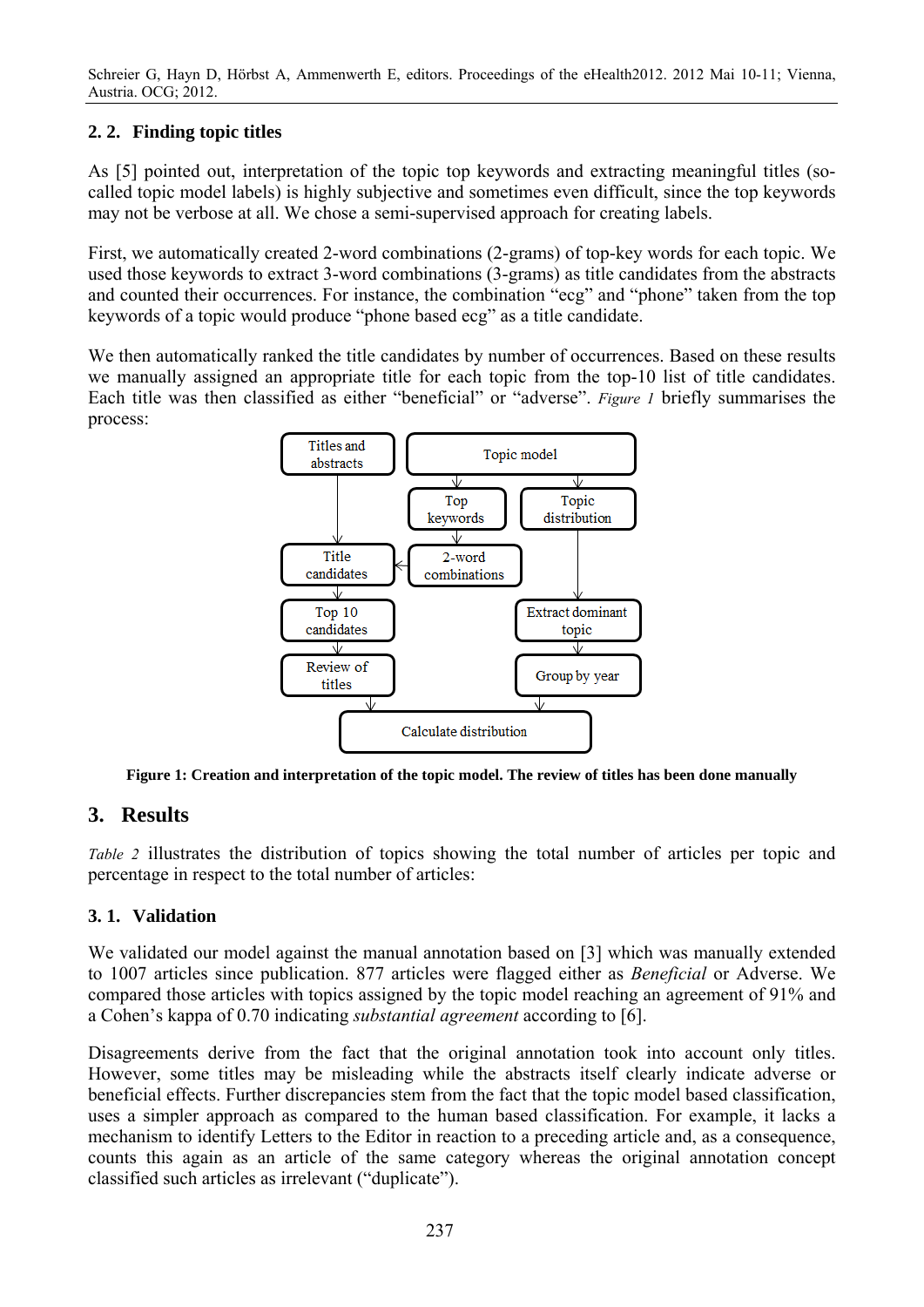### 2. 2. Finding topic titles

As [5] pointed out, interpretation of the topic top keywords and extracting meaningful titles (so-called topic model labels) is highly subjective and sometimes even difficult, since the top keywords may not be verbose at all. We chose a semi-supervised approach for creating labels.

First, we automatically created 2-word combinations (2-grams) of top-key words for each topic. We used those keywords to extract 3-word combinations (3-grams) as title candidates from the abstracts and counted their occurrences. For instance, the combination "ecg" and "phone" taken from the top keywords of a topic would produce "phone based ecg" as a title candidate.

We then automatically ranked the title candidates by number of occurrences. Based on these results we manually assigned an appropriate title for each topic from the top-10 list of title candidates. Each title was then classified as either "beneficial" or "adverse". *Figure 1* briefly summarises the process:

Titles and abstracts → Title candidates → Top 10 candidates → Review of titles → Calculate distribution

Topic model → Top keywords → 2-word combinations → Title candidates

Topic model → Topic distribution → Extract dominant topic → Group by year → Calculate distribution

**Figure 1: Creation and interpretation of the topic model. The review of titles has been done manually**

## 3. Results

*Table 2* illustrates the distribution of topics showing the total number of articles per topic and percentage in respect to the total number of articles:

### 3. 1. Validation

We validated our model against the manual annotation based on [3] which was manually extended to 1007 articles since publication. 877 articles were flagged either as *Beneficial* or Adverse. We compared those articles with topics assigned by the topic model reaching an agreement of 91% and a Cohen's kappa of 0.70 indicating *substantial agreement* according to [6].

Disagreements derive from the fact that the original annotation took into account only titles. However, some titles may be misleading while the abstracts itself clearly indicate adverse or beneficial effects. Further discrepancies stem from the fact that the topic model based classification, uses a simpler approach as compared to the human based classification. For example, it lacks a mechanism to identify Letters to the Editor in reaction to a preceding article and, as a consequence, counts this again as an article of the same category whereas the original annotation concept classified such articles as irrelevant ("duplicate").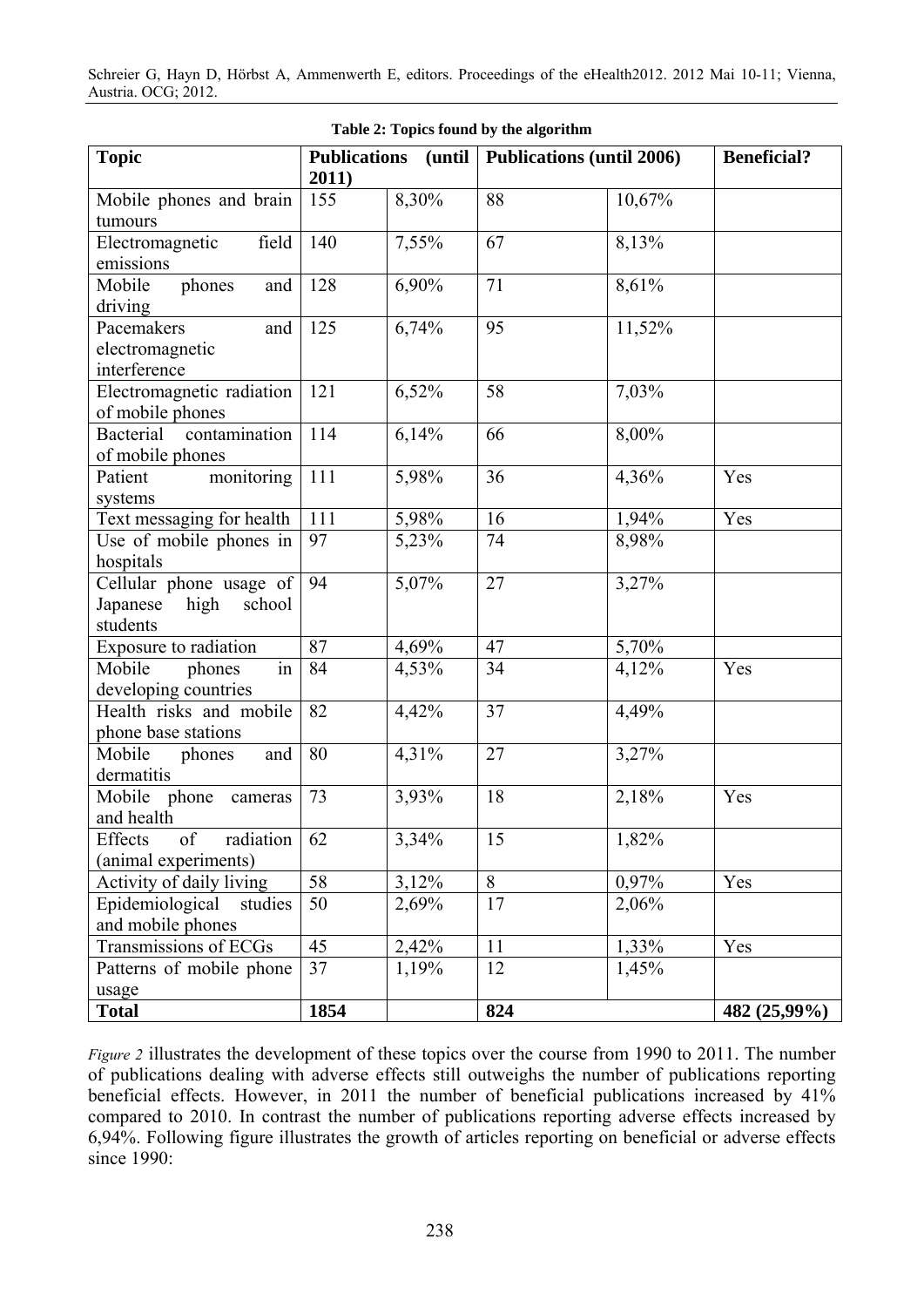**Table 2: Topics found by the algorithm**

| Topic | Publications (until 2011) | | Publications (until 2006) | | Beneficial? |
|---|---|---|---|---|---|
| Mobile phones and brain tumours | 155 | 8,30% | 88 | 10,67% | |
| Electromagnetic field emissions | 140 | 7,55% | 67 | 8,13% | |
| Mobile phones and driving | 128 | 6,90% | 71 | 8,61% | |
| Pacemakers and electromagnetic interference | 125 | 6,74% | 95 | 11,52% | |
| Electromagnetic radiation of mobile phones | 121 | 6,52% | 58 | 7,03% | |
| Bacterial contamination of mobile phones | 114 | 6,14% | 66 | 8,00% | |
| Patient monitoring systems | 111 | 5,98% | 36 | 4,36% | Yes |
| Text messaging for health | 111 | 5,98% | 16 | 1,94% | Yes |
| Use of mobile phones in hospitals | 97 | 5,23% | 74 | 8,98% | |
| Cellular phone usage of Japanese high school students | 94 | 5,07% | 27 | 3,27% | |
| Exposure to radiation | 87 | 4,69% | 47 | 5,70% | |
| Mobile phones in developing countries | 84 | 4,53% | 34 | 4,12% | Yes |
| Health risks and mobile phone base stations | 82 | 4,42% | 37 | 4,49% | |
| Mobile phones and dermatitis | 80 | 4,31% | 27 | 3,27% | |
| Mobile phone cameras and health | 73 | 3,93% | 18 | 2,18% | Yes |
| Effects of radiation (animal experiments) | 62 | 3,34% | 15 | 1,82% | |
| Activity of daily living | 58 | 3,12% | 8 | 0,97% | Yes |
| Epidemiological studies and mobile phones | 50 | 2,69% | 17 | 2,06% | |
| Transmissions of ECGs | 45 | 2,42% | 11 | 1,33% | Yes |
| Patterns of mobile phone usage | 37 | 1,19% | 12 | 1,45% | |
| **Total** | **1854** | | **824** | | **482 (25,99%)** |

*Figure 2* illustrates the development of these topics over the course from 1990 to 2011. The number of publications dealing with adverse effects still outweighs the number of publications reporting beneficial effects. However, in 2011 the number of beneficial publications increased by 41% compared to 2010. In contrast the number of publications reporting adverse effects increased by 6,94%. Following figure illustrates the growth of articles reporting on beneficial or adverse effects since 1990: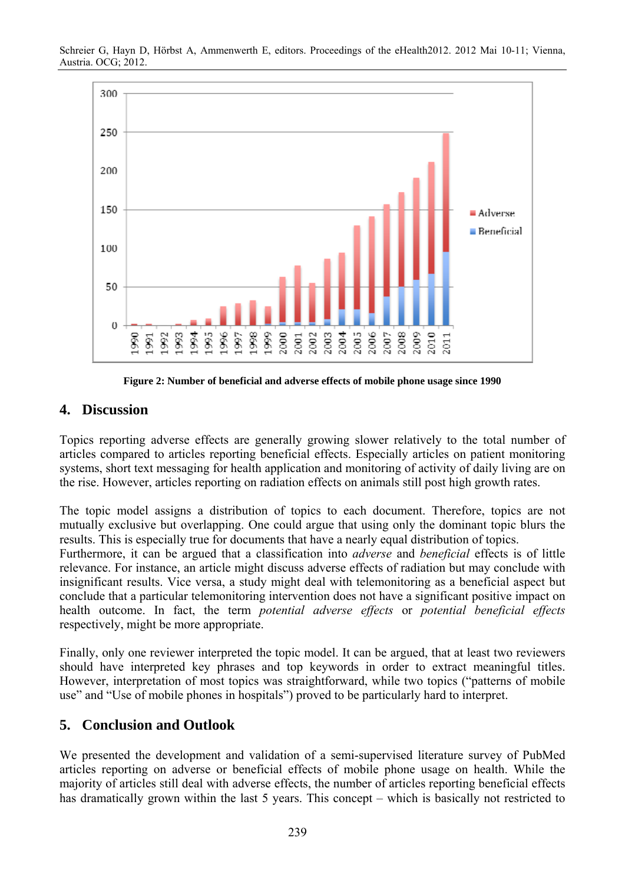**Figure 2: Number of beneficial and adverse effects of mobile phone usage since 1990**

## 4. Discussion

Topics reporting adverse effects are generally growing slower relatively to the total number of articles compared to articles reporting beneficial effects. Especially articles on patient monitoring systems, short text messaging for health application and monitoring of activity of daily living are on the rise. However, articles reporting on radiation effects on animals still post high growth rates.

The topic model assigns a distribution of topics to each document. Therefore, topics are not mutually exclusive but overlapping. One could argue that using only the dominant topic blurs the results. This is especially true for documents that have a nearly equal distribution of topics.
Furthermore, it can be argued that a classification into *adverse* and *beneficial* effects is of little relevance. For instance, an article might discuss adverse effects of radiation but may conclude with insignificant results. Vice versa, a study might deal with telemonitoring as a beneficial aspect but conclude that a particular telemonitoring intervention does not have a significant positive impact on health outcome. In fact, the term *potential adverse effects* or *potential beneficial effects* respectively, might be more appropriate.

Finally, only one reviewer interpreted the topic model. It can be argued, that at least two reviewers should have interpreted key phrases and top keywords in order to extract meaningful titles. However, interpretation of most topics was straightforward, while two topics ("patterns of mobile use" and "Use of mobile phones in hospitals") proved to be particularly hard to interpret.

## 5. Conclusion and Outlook

We presented the development and validation of a semi-supervised literature survey of PubMed articles reporting on adverse or beneficial effects of mobile phone usage on health. While the majority of articles still deal with adverse effects, the number of articles reporting beneficial effects has dramatically grown within the last 5 years. This concept – which is basically not restricted to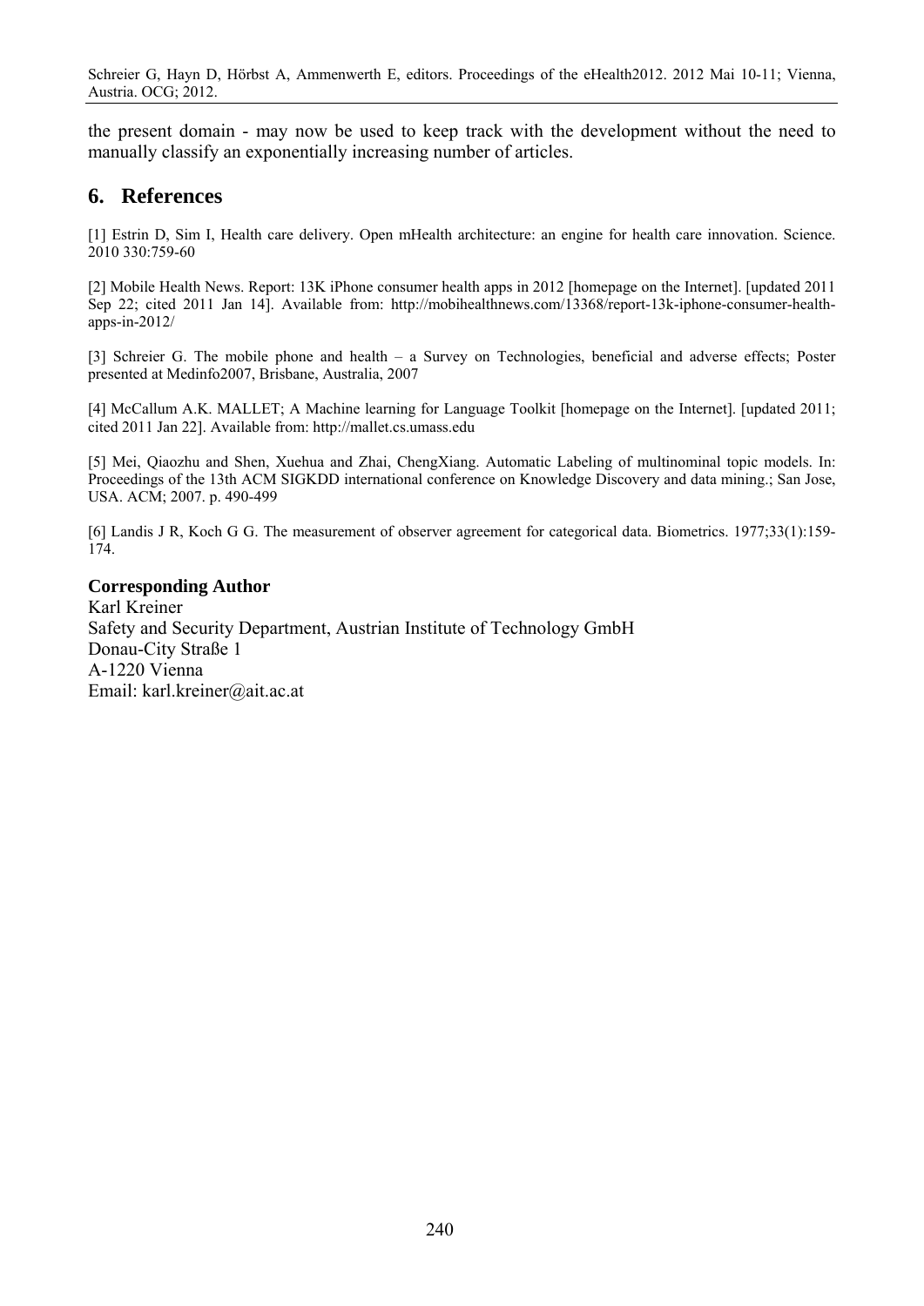the present domain - may now be used to keep track with the development without the need to manually classify an exponentially increasing number of articles.

## 6. References

[1] Estrin D, Sim I, Health care delivery. Open mHealth architecture: an engine for health care innovation. Science. 2010 330:759-60

[2] Mobile Health News. Report: 13K iPhone consumer health apps in 2012 [homepage on the Internet]. [updated 2011 Sep 22; cited 2011 Jan 14]. Available from: http://mobihealthnews.com/13368/report-13k-iphone-consumer-health-apps-in-2012/

[3] Schreier G. The mobile phone and health – a Survey on Technologies, beneficial and adverse effects; Poster presented at Medinfo2007, Brisbane, Australia, 2007

[4] McCallum A.K. MALLET; A Machine learning for Language Toolkit [homepage on the Internet]. [updated 2011; cited 2011 Jan 22]. Available from: http://mallet.cs.umass.edu

[5] Mei, Qiaozhu and Shen, Xuehua and Zhai, ChengXiang. Automatic Labeling of multinominal topic models. In: Proceedings of the 13th ACM SIGKDD international conference on Knowledge Discovery and data mining.; San Jose, USA. ACM; 2007. p. 490-499

[6] Landis J R, Koch G G. The measurement of observer agreement for categorical data. Biometrics. 1977;33(1):159-174.

**Corresponding Author**

Karl Kreiner
Safety and Security Department, Austrian Institute of Technology GmbH
Donau-City Straße 1
A-1220 Vienna
Email: karl.kreiner@ait.ac.at